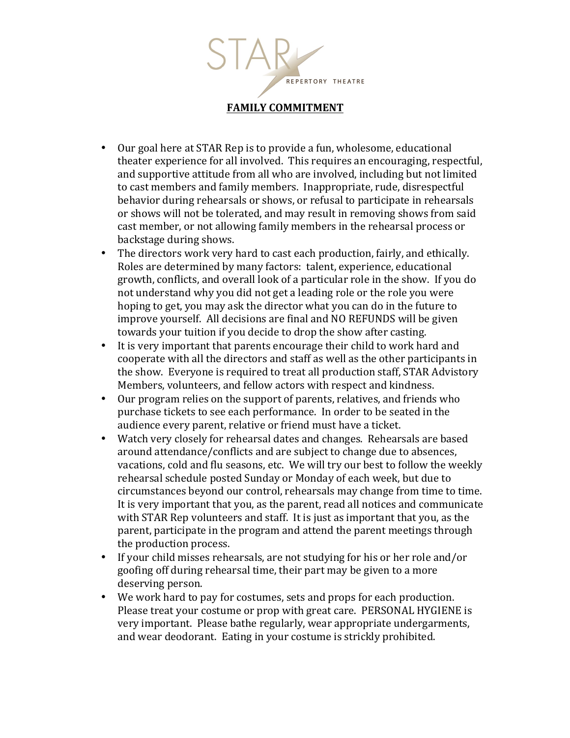STAR REPERTORY THEATRE

## FAMILY COMMITMENT

- Our goal here at STAR Rep is to provide a fun, wholesome, educational theater experience for all involved. This requires an encouraging, respectful, and supportive attitude from all who are involved, including but not limited to cast members and family members. Inappropriate, rude, disrespectful behavior during rehearsals or shows, or refusal to participate in rehearsals or shows will not be tolerated, and may result in removing shows from said cast member, or not allowing family members in the rehearsal process or backstage during shows.
- The directors work very hard to cast each production, fairly, and ethically. Roles are determined by many factors: talent, experience, educational growth, conflicts, and overall look of a particular role in the show. If you do not understand why you did not get a leading role or the role you were hoping to get, you may ask the director what you can do in the future to improve yourself. All decisions are final and NO REFUNDS will be given towards your tuition if you decide to drop the show after casting.
- It is very important that parents encourage their child to work hard and cooperate with all the directors and staff as well as the other participants in the show. Everyone is required to treat all production staff, STAR Advistory Members, volunteers, and fellow actors with respect and kindness.
- Our program relies on the support of parents, relatives, and friends who purchase tickets to see each performance. In order to be seated in the audience every parent, relative or friend must have a ticket.
- Watch very closely for rehearsal dates and changes. Rehearsals are based around attendance/conflicts and are subject to change due to absences, vacations, cold and flu seasons, etc. We will try our best to follow the weekly rehearsal schedule posted Sunday or Monday of each week, but due to circumstances beyond our control, rehearsals may change from time to time. It is very important that you, as the parent, read all notices and communicate with STAR Rep volunteers and staff. It is just as important that you, as the parent, participate in the program and attend the parent meetings through the production process.
- If your child misses rehearsals, are not studying for his or her role and/or goofing off during rehearsal time, their part may be given to a more deserving person.
- We work hard to pay for costumes, sets and props for each production. Please treat your costume or prop with great care. PERSONAL HYGIENE is very important. Please bathe regularly, wear appropriate undergarments, and wear deodorant. Eating in your costume is strickly prohibited.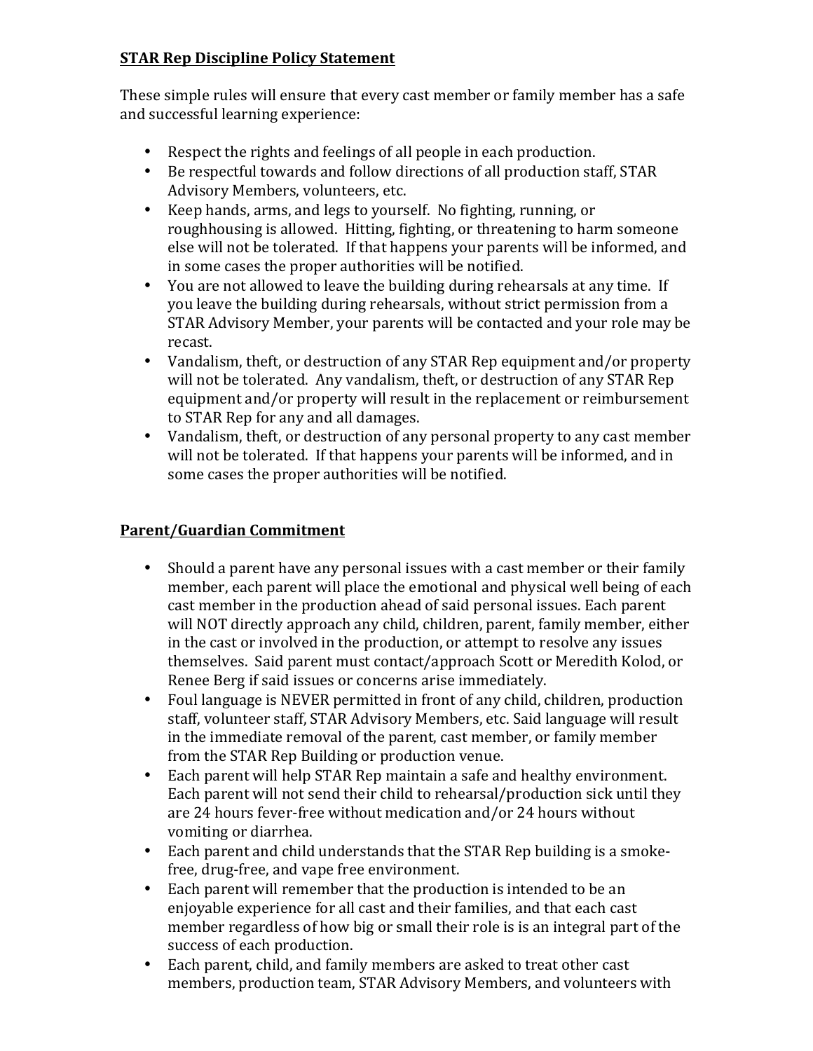**STAR Rep Discipline Policy Statement**

These simple rules will ensure that every cast member or family member has a safe and successful learning experience:

- Respect the rights and feelings of all people in each production.
- Be respectful towards and follow directions of all production staff, STAR Advisory Members, volunteers, etc.
- Keep hands, arms, and legs to yourself. No fighting, running, or roughhousing is allowed. Hitting, fighting, or threatening to harm someone else will not be tolerated. If that happens your parents will be informed, and in some cases the proper authorities will be notified.
- You are not allowed to leave the building during rehearsals at any time. If you leave the building during rehearsals, without strict permission from a STAR Advisory Member, your parents will be contacted and your role may be recast.
- Vandalism, theft, or destruction of any STAR Rep equipment and/or property will not be tolerated. Any vandalism, theft, or destruction of any STAR Rep equipment and/or property will result in the replacement or reimbursement to STAR Rep for any and all damages.
- Vandalism, theft, or destruction of any personal property to any cast member will not be tolerated. If that happens your parents will be informed, and in some cases the proper authorities will be notified.

**Parent/Guardian Commitment**

- Should a parent have any personal issues with a cast member or their family member, each parent will place the emotional and physical well being of each cast member in the production ahead of said personal issues. Each parent will NOT directly approach any child, children, parent, family member, either in the cast or involved in the production, or attempt to resolve any issues themselves. Said parent must contact/approach Scott or Meredith Kolod, or Renee Berg if said issues or concerns arise immediately.
- Foul language is NEVER permitted in front of any child, children, production staff, volunteer staff, STAR Advisory Members, etc. Said language will result in the immediate removal of the parent, cast member, or family member from the STAR Rep Building or production venue.
- Each parent will help STAR Rep maintain a safe and healthy environment. Each parent will not send their child to rehearsal/production sick until they are 24 hours fever-free without medication and/or 24 hours without vomiting or diarrhea.
- Each parent and child understands that the STAR Rep building is a smoke-free, drug-free, and vape free environment.
- Each parent will remember that the production is intended to be an enjoyable experience for all cast and their families, and that each cast member regardless of how big or small their role is is an integral part of the success of each production.
- Each parent, child, and family members are asked to treat other cast members, production team, STAR Advisory Members, and volunteers with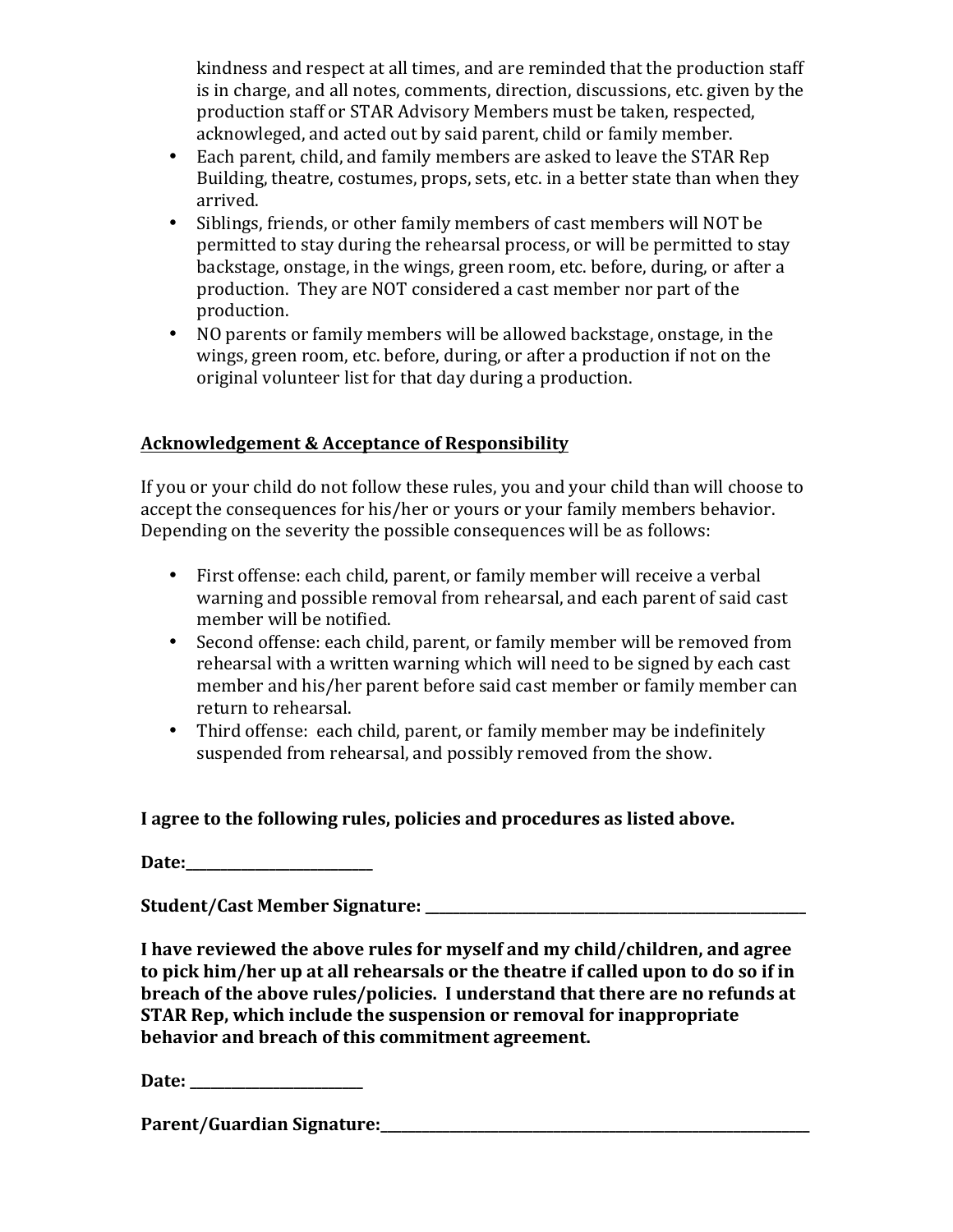kindness and respect at all times, and are reminded that the production staff is in charge, and all notes, comments, direction, discussions, etc. given by the production staff or STAR Advisory Members must be taken, respected, acknowleged, and acted out by said parent, child or family member.

- Each parent, child, and family members are asked to leave the STAR Rep Building, theatre, costumes, props, sets, etc. in a better state than when they arrived.
- Siblings, friends, or other family members of cast members will NOT be permitted to stay during the rehearsal process, or will be permitted to stay backstage, onstage, in the wings, green room, etc. before, during, or after a production. They are NOT considered a cast member nor part of the production.
- NO parents or family members will be allowed backstage, onstage, in the wings, green room, etc. before, during, or after a production if not on the original volunteer list for that day during a production.

<u>**Acknowledgement & Acceptance of Responsibility**</u>

If you or your child do not follow these rules, you and your child than will choose to accept the consequences for his/her or yours or your family members behavior. Depending on the severity the possible consequences will be as follows:

- First offense: each child, parent, or family member will receive a verbal warning and possible removal from rehearsal, and each parent of said cast member will be notified.
- Second offense: each child, parent, or family member will be removed from rehearsal with a written warning which will need to be signed by each cast member and his/her parent before said cast member or family member can return to rehearsal.
- Third offense: each child, parent, or family member may be indefinitely suspended from rehearsal, and possibly removed from the show.

**I agree to the following rules, policies and procedures as listed above.**

**Date:___________________________**

**Student/Cast Member Signature: _______________________________________________________**

**I have reviewed the above rules for myself and my child/children, and agree to pick him/her up at all rehearsals or the theatre if called upon to do so if in breach of the above rules/policies. I understand that there are no refunds at STAR Rep, which include the suspension or removal for inappropriate behavior and breach of this commitment agreement.**

**Date: ________________________**

**Parent/Guardian Signature:_______________________________________________________________**